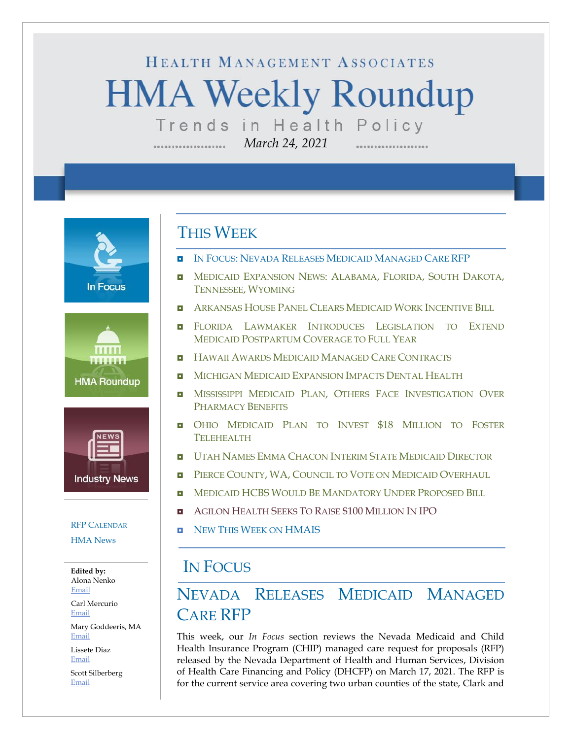Health Management Associates

# HMA Weekly Roundup

Trends in Health Policy

*March 24, 2021*

In Focus

HMA Roundup

Industry News

RFP Calendar

HMA News

**Edited by:**
Alona Nenko
Email

Carl Mercurio
Email

Mary Goddeeris, MA
Email

Lissete Diaz
Email

Scott Silberberg
Email

## This Week

- In Focus: Nevada Releases Medicaid Managed Care RFP
- Medicaid Expansion News: Alabama, Florida, South Dakota, Tennessee, Wyoming
- Arkansas House Panel Clears Medicaid Work Incentive Bill
- Florida Lawmaker Introduces Legislation to Extend Medicaid Postpartum Coverage to Full Year
- Hawaii Awards Medicaid Managed Care Contracts
- Michigan Medicaid Expansion Impacts Dental Health
- Mississippi Medicaid Plan, Others Face Investigation Over Pharmacy Benefits
- Ohio Medicaid Plan to Invest $18 Million to Foster Telehealth
- Utah Names Emma Chacon Interim State Medicaid Director
- Pierce County, WA, Council to Vote on Medicaid Overhaul
- Medicaid HCBS Would Be Mandatory Under Proposed Bill
- Agilon Health Seeks To Raise $100 Million In IPO
- New This Week on HMAIS

## In Focus

### Nevada Releases Medicaid Managed Care RFP

This week, our *In Focus* section reviews the Nevada Medicaid and Child Health Insurance Program (CHIP) managed care request for proposals (RFP) released by the Nevada Department of Health and Human Services, Division of Health Care Financing and Policy (DHCFP) on March 17, 2021. The RFP is for the current service area covering two urban counties of the state, Clark and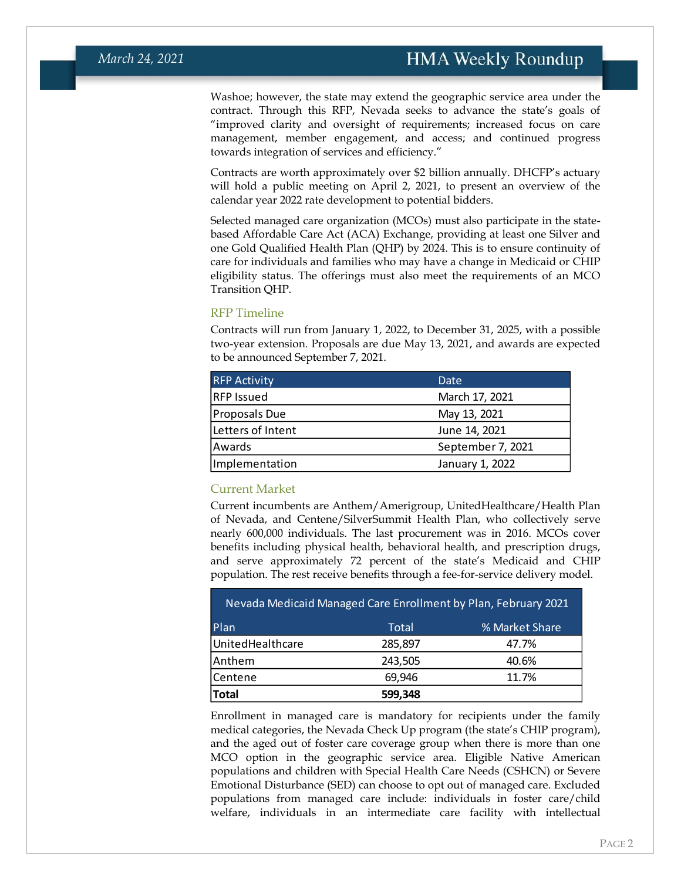Washoe; however, the state may extend the geographic service area under the contract. Through this RFP, Nevada seeks to advance the state's goals of "improved clarity and oversight of requirements; increased focus on care management, member engagement, and access; and continued progress towards integration of services and efficiency."

Contracts are worth approximately over $2 billion annually. DHCFP's actuary will hold a public meeting on April 2, 2021, to present an overview of the calendar year 2022 rate development to potential bidders.

Selected managed care organization (MCOs) must also participate in the state-based Affordable Care Act (ACA) Exchange, providing at least one Silver and one Gold Qualified Health Plan (QHP) by 2024. This is to ensure continuity of care for individuals and families who may have a change in Medicaid or CHIP eligibility status. The offerings must also meet the requirements of an MCO Transition QHP.

### RFP Timeline

Contracts will run from January 1, 2022, to December 31, 2025, with a possible two-year extension. Proposals are due May 13, 2021, and awards are expected to be announced September 7, 2021.

| RFP Activity | Date |
|---|---|
| RFP Issued | March 17, 2021 |
| Proposals Due | May 13, 2021 |
| Letters of Intent | June 14, 2021 |
| Awards | September 7, 2021 |
| Implementation | January 1, 2022 |

### Current Market

Current incumbents are Anthem/Amerigroup, UnitedHealthcare/Health Plan of Nevada, and Centene/SilverSummit Health Plan, who collectively serve nearly 600,000 individuals. The last procurement was in 2016. MCOs cover benefits including physical health, behavioral health, and prescription drugs, and serve approximately 72 percent of the state's Medicaid and CHIP population. The rest receive benefits through a fee-for-service delivery model.

| Nevada Medicaid Managed Care Enrollment by Plan, February 2021 | | |
|---|---|---|
| Plan | Total | % Market Share |
| UnitedHealthcare | 285,897 | 47.7% |
| Anthem | 243,505 | 40.6% |
| Centene | 69,946 | 11.7% |
| **Total** | **599,348** | |

Enrollment in managed care is mandatory for recipients under the family medical categories, the Nevada Check Up program (the state's CHIP program), and the aged out of foster care coverage group when there is more than one MCO option in the geographic service area. Eligible Native American populations and children with Special Health Care Needs (CSHCN) or Severe Emotional Disturbance (SED) can choose to opt out of managed care. Excluded populations from managed care include: individuals in foster care/child welfare, individuals in an intermediate care facility with intellectual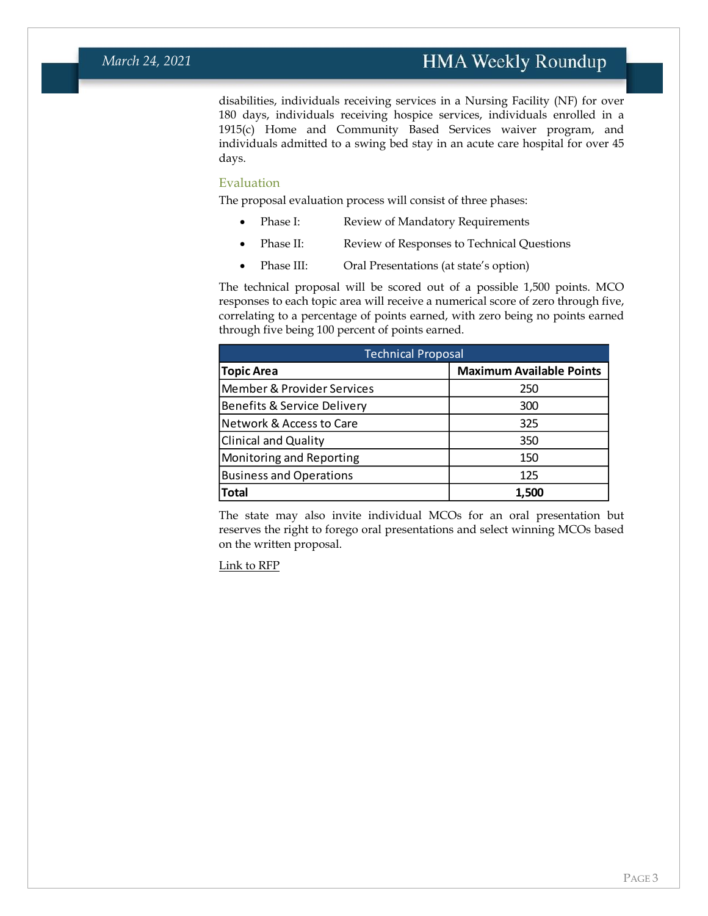disabilities, individuals receiving services in a Nursing Facility (NF) for over 180 days, individuals receiving hospice services, individuals enrolled in a 1915(c) Home and Community Based Services waiver program, and individuals admitted to a swing bed stay in an acute care hospital for over 45 days.

### Evaluation

The proposal evaluation process will consist of three phases:

- Phase I: Review of Mandatory Requirements
- Phase II: Review of Responses to Technical Questions
- Phase III: Oral Presentations (at state's option)

The technical proposal will be scored out of a possible 1,500 points. MCO responses to each topic area will receive a numerical score of zero through five, correlating to a percentage of points earned, with zero being no points earned through five being 100 percent of points earned.

| Technical Proposal | |
|---|---|
| **Topic Area** | **Maximum Available Points** |
| Member & Provider Services | 250 |
| Benefits & Service Delivery | 300 |
| Network & Access to Care | 325 |
| Clinical and Quality | 350 |
| Monitoring and Reporting | 150 |
| Business and Operations | 125 |
| **Total** | **1,500** |

The state may also invite individual MCOs for an oral presentation but reserves the right to forego oral presentations and select winning MCOs based on the written proposal.

Link to RFP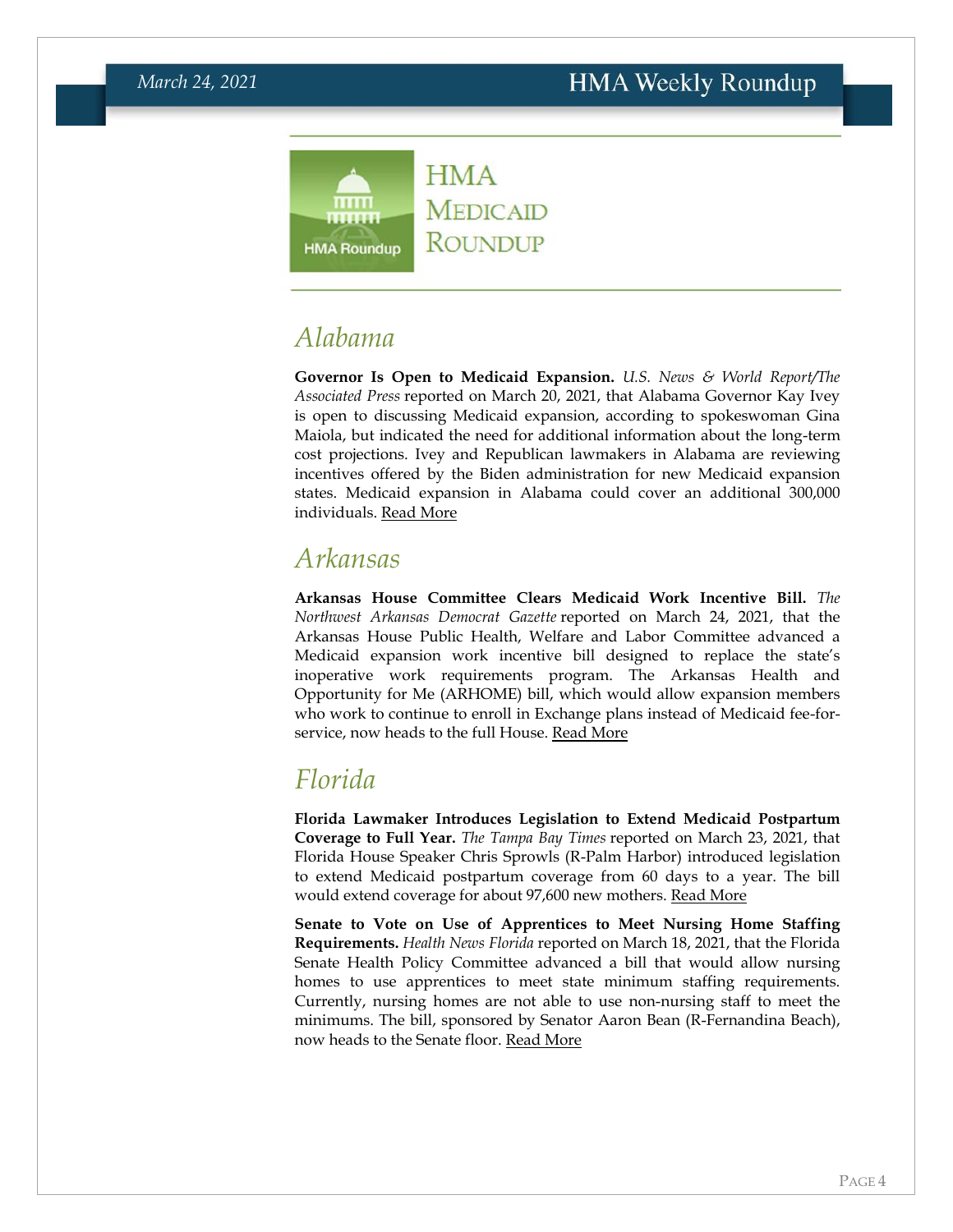# HMA Medicaid Roundup

## Alabama

**Governor Is Open to Medicaid Expansion.** *U.S. News & World Report/The Associated Press* reported on March 20, 2021, that Alabama Governor Kay Ivey is open to discussing Medicaid expansion, according to spokeswoman Gina Maiola, but indicated the need for additional information about the long-term cost projections. Ivey and Republican lawmakers in Alabama are reviewing incentives offered by the Biden administration for new Medicaid expansion states. Medicaid expansion in Alabama could cover an additional 300,000 individuals. Read More

## Arkansas

**Arkansas House Committee Clears Medicaid Work Incentive Bill.** *The Northwest Arkansas Democrat Gazette* reported on March 24, 2021, that the Arkansas House Public Health, Welfare and Labor Committee advanced a Medicaid expansion work incentive bill designed to replace the state's inoperative work requirements program. The Arkansas Health and Opportunity for Me (ARHOME) bill, which would allow expansion members who work to continue to enroll in Exchange plans instead of Medicaid fee-for-service, now heads to the full House. Read More

## Florida

**Florida Lawmaker Introduces Legislation to Extend Medicaid Postpartum Coverage to Full Year.** *The Tampa Bay Times* reported on March 23, 2021, that Florida House Speaker Chris Sprowls (R-Palm Harbor) introduced legislation to extend Medicaid postpartum coverage from 60 days to a year. The bill would extend coverage for about 97,600 new mothers. Read More

**Senate to Vote on Use of Apprentices to Meet Nursing Home Staffing Requirements.** *Health News Florida* reported on March 18, 2021, that the Florida Senate Health Policy Committee advanced a bill that would allow nursing homes to use apprentices to meet state minimum staffing requirements. Currently, nursing homes are not able to use non-nursing staff to meet the minimums. The bill, sponsored by Senator Aaron Bean (R-Fernandina Beach), now heads to the Senate floor. Read More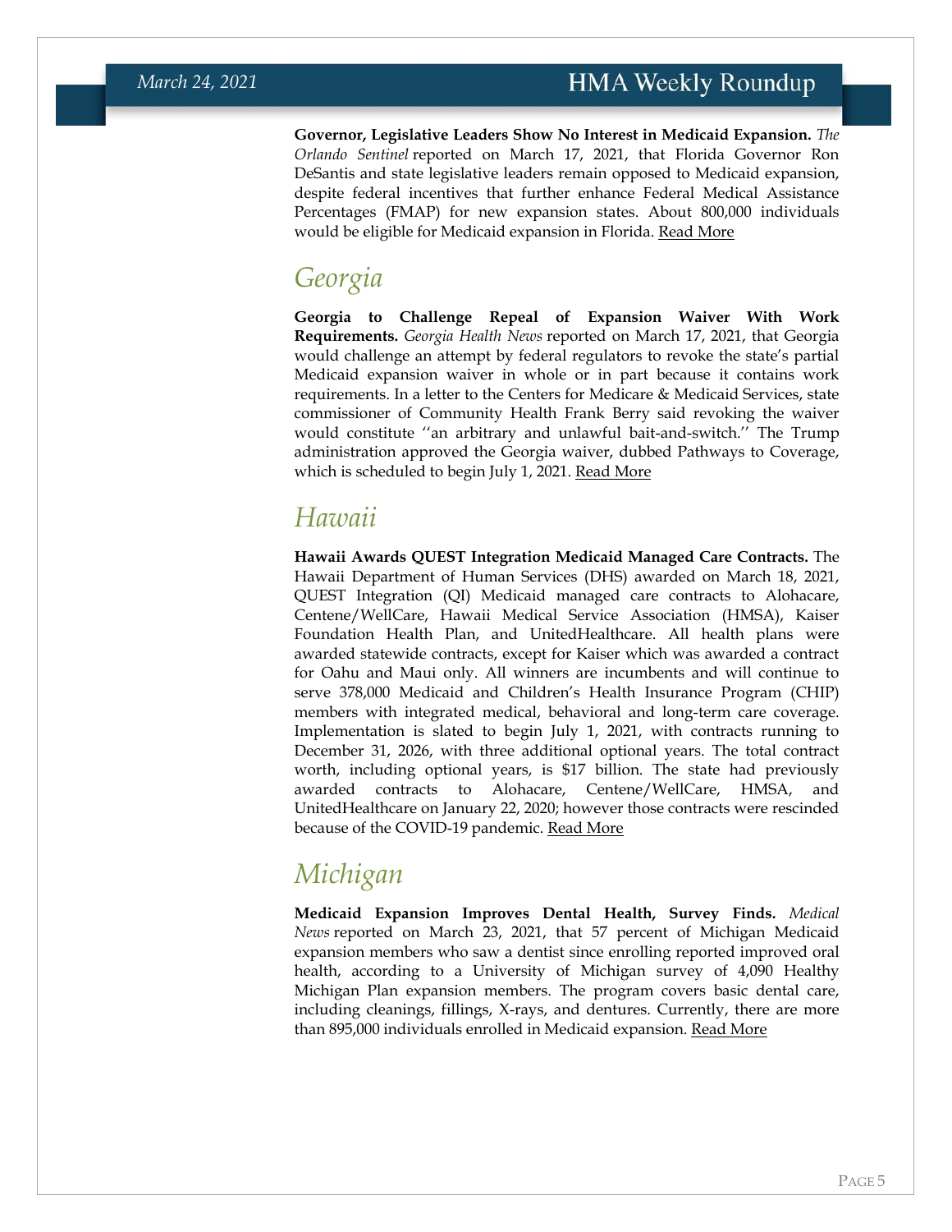**Governor, Legislative Leaders Show No Interest in Medicaid Expansion.** *The Orlando Sentinel* reported on March 17, 2021, that Florida Governor Ron DeSantis and state legislative leaders remain opposed to Medicaid expansion, despite federal incentives that further enhance Federal Medical Assistance Percentages (FMAP) for new expansion states. About 800,000 individuals would be eligible for Medicaid expansion in Florida. Read More

## *Georgia*

**Georgia to Challenge Repeal of Expansion Waiver With Work Requirements.** *Georgia Health News* reported on March 17, 2021, that Georgia would challenge an attempt by federal regulators to revoke the state's partial Medicaid expansion waiver in whole or in part because it contains work requirements. In a letter to the Centers for Medicare & Medicaid Services, state commissioner of Community Health Frank Berry said revoking the waiver would constitute ''an arbitrary and unlawful bait-and-switch.'' The Trump administration approved the Georgia waiver, dubbed Pathways to Coverage, which is scheduled to begin July 1, 2021. Read More

## *Hawaii*

**Hawaii Awards QUEST Integration Medicaid Managed Care Contracts.** The Hawaii Department of Human Services (DHS) awarded on March 18, 2021, QUEST Integration (QI) Medicaid managed care contracts to Alohacare, Centene/WellCare, Hawaii Medical Service Association (HMSA), Kaiser Foundation Health Plan, and UnitedHealthcare. All health plans were awarded statewide contracts, except for Kaiser which was awarded a contract for Oahu and Maui only. All winners are incumbents and will continue to serve 378,000 Medicaid and Children's Health Insurance Program (CHIP) members with integrated medical, behavioral and long-term care coverage. Implementation is slated to begin July 1, 2021, with contracts running to December 31, 2026, with three additional optional years. The total contract worth, including optional years, is $17 billion. The state had previously awarded contracts to Alohacare, Centene/WellCare, HMSA, and UnitedHealthcare on January 22, 2020; however those contracts were rescinded because of the COVID-19 pandemic. Read More

## *Michigan*

**Medicaid Expansion Improves Dental Health, Survey Finds.** *Medical News* reported on March 23, 2021, that 57 percent of Michigan Medicaid expansion members who saw a dentist since enrolling reported improved oral health, according to a University of Michigan survey of 4,090 Healthy Michigan Plan expansion members. The program covers basic dental care, including cleanings, fillings, X-rays, and dentures. Currently, there are more than 895,000 individuals enrolled in Medicaid expansion. Read More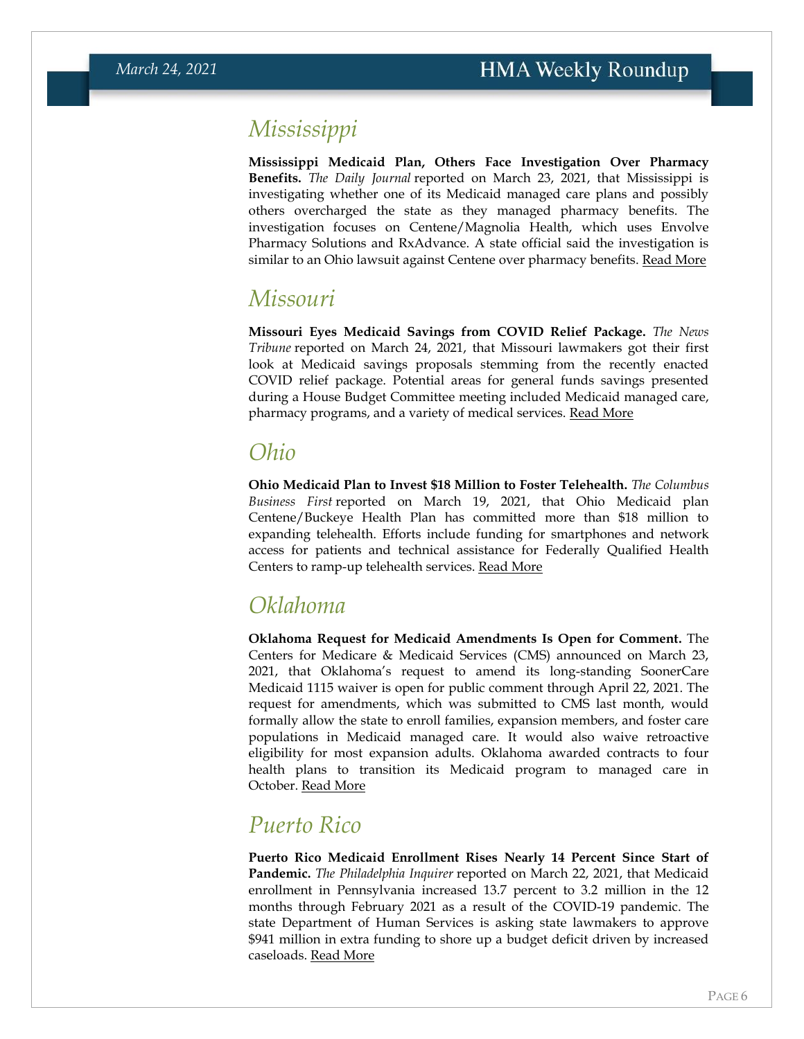## Mississippi

**Mississippi Medicaid Plan, Others Face Investigation Over Pharmacy Benefits.** *The Daily Journal* reported on March 23, 2021, that Mississippi is investigating whether one of its Medicaid managed care plans and possibly others overcharged the state as they managed pharmacy benefits. The investigation focuses on Centene/Magnolia Health, which uses Envolve Pharmacy Solutions and RxAdvance. A state official said the investigation is similar to an Ohio lawsuit against Centene over pharmacy benefits. Read More

## Missouri

**Missouri Eyes Medicaid Savings from COVID Relief Package.** *The News Tribune* reported on March 24, 2021, that Missouri lawmakers got their first look at Medicaid savings proposals stemming from the recently enacted COVID relief package. Potential areas for general funds savings presented during a House Budget Committee meeting included Medicaid managed care, pharmacy programs, and a variety of medical services. Read More

## Ohio

**Ohio Medicaid Plan to Invest $18 Million to Foster Telehealth.** *The Columbus Business First* reported on March 19, 2021, that Ohio Medicaid plan Centene/Buckeye Health Plan has committed more than $18 million to expanding telehealth. Efforts include funding for smartphones and network access for patients and technical assistance for Federally Qualified Health Centers to ramp-up telehealth services. Read More

## Oklahoma

**Oklahoma Request for Medicaid Amendments Is Open for Comment.** The Centers for Medicare & Medicaid Services (CMS) announced on March 23, 2021, that Oklahoma's request to amend its long-standing SoonerCare Medicaid 1115 waiver is open for public comment through April 22, 2021. The request for amendments, which was submitted to CMS last month, would formally allow the state to enroll families, expansion members, and foster care populations in Medicaid managed care. It would also waive retroactive eligibility for most expansion adults. Oklahoma awarded contracts to four health plans to transition its Medicaid program to managed care in October. Read More

## Puerto Rico

**Puerto Rico Medicaid Enrollment Rises Nearly 14 Percent Since Start of Pandemic.** *The Philadelphia Inquirer* reported on March 22, 2021, that Medicaid enrollment in Pennsylvania increased 13.7 percent to 3.2 million in the 12 months through February 2021 as a result of the COVID-19 pandemic. The state Department of Human Services is asking state lawmakers to approve $941 million in extra funding to shore up a budget deficit driven by increased caseloads. Read More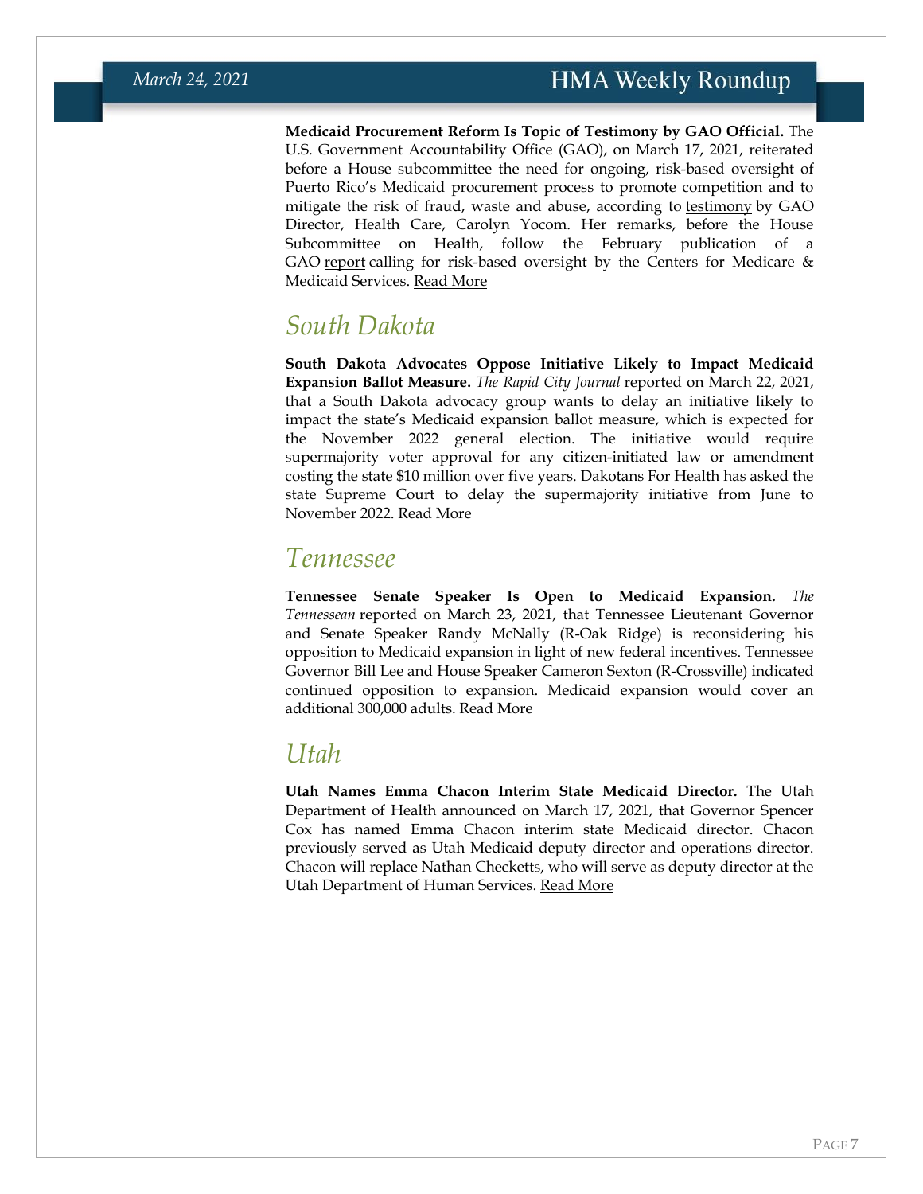**Medicaid Procurement Reform Is Topic of Testimony by GAO Official.** The U.S. Government Accountability Office (GAO), on March 17, 2021, reiterated before a House subcommittee the need for ongoing, risk-based oversight of Puerto Rico's Medicaid procurement process to promote competition and to mitigate the risk of fraud, waste and abuse, according to testimony by GAO Director, Health Care, Carolyn Yocom. Her remarks, before the House Subcommittee on Health, follow the February publication of a GAO report calling for risk-based oversight by the Centers for Medicare & Medicaid Services. Read More

## South Dakota

**South Dakota Advocates Oppose Initiative Likely to Impact Medicaid Expansion Ballot Measure.** *The Rapid City Journal* reported on March 22, 2021, that a South Dakota advocacy group wants to delay an initiative likely to impact the state's Medicaid expansion ballot measure, which is expected for the November 2022 general election. The initiative would require supermajority voter approval for any citizen-initiated law or amendment costing the state $10 million over five years. Dakotans For Health has asked the state Supreme Court to delay the supermajority initiative from June to November 2022. Read More

## Tennessee

**Tennessee Senate Speaker Is Open to Medicaid Expansion.** *The Tennessean* reported on March 23, 2021, that Tennessee Lieutenant Governor and Senate Speaker Randy McNally (R-Oak Ridge) is reconsidering his opposition to Medicaid expansion in light of new federal incentives. Tennessee Governor Bill Lee and House Speaker Cameron Sexton (R-Crossville) indicated continued opposition to expansion. Medicaid expansion would cover an additional 300,000 adults. Read More

## Utah

**Utah Names Emma Chacon Interim State Medicaid Director.** The Utah Department of Health announced on March 17, 2021, that Governor Spencer Cox has named Emma Chacon interim state Medicaid director. Chacon previously served as Utah Medicaid deputy director and operations director. Chacon will replace Nathan Checketts, who will serve as deputy director at the Utah Department of Human Services. Read More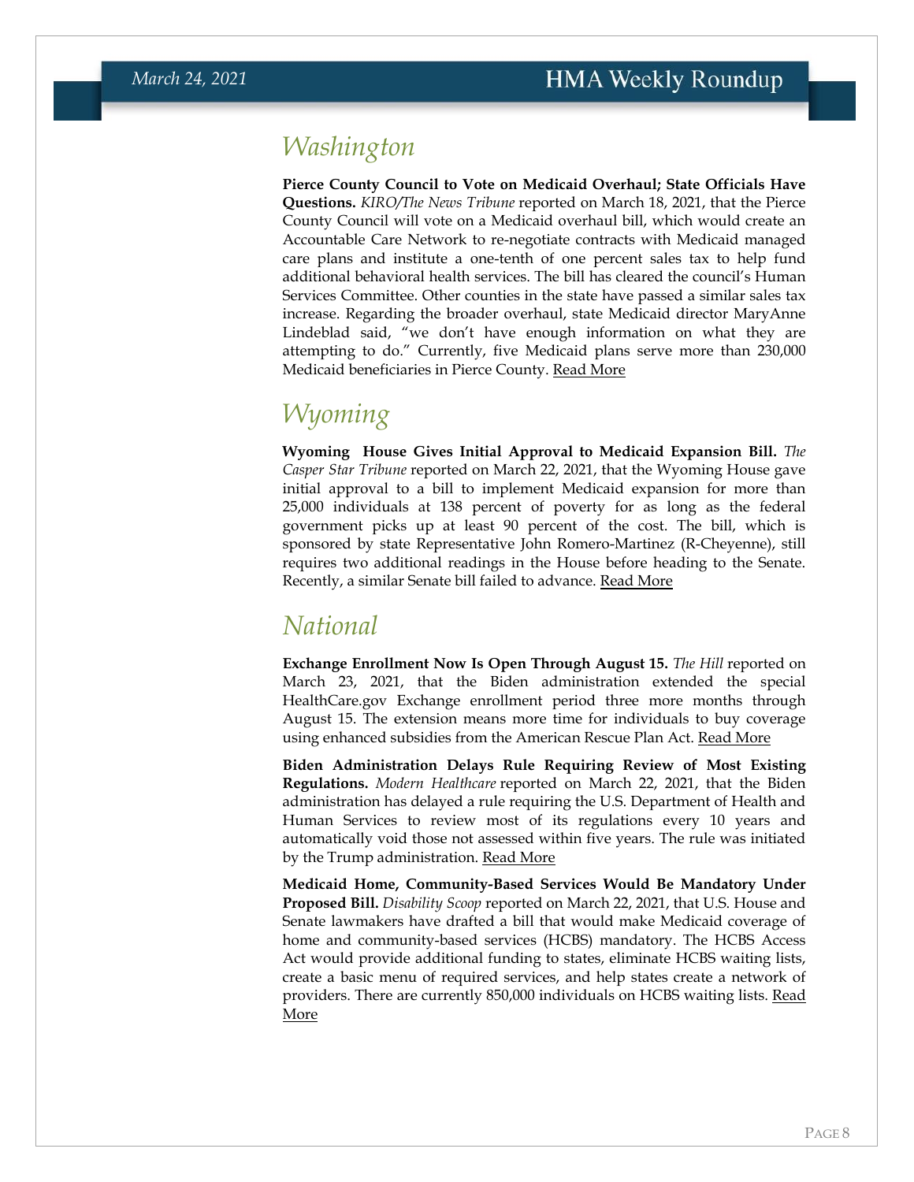## Washington

**Pierce County Council to Vote on Medicaid Overhaul; State Officials Have Questions.** *KIRO/The News Tribune* reported on March 18, 2021, that the Pierce County Council will vote on a Medicaid overhaul bill, which would create an Accountable Care Network to re-negotiate contracts with Medicaid managed care plans and institute a one-tenth of one percent sales tax to help fund additional behavioral health services. The bill has cleared the council's Human Services Committee. Other counties in the state have passed a similar sales tax increase. Regarding the broader overhaul, state Medicaid director MaryAnne Lindeblad said, "we don't have enough information on what they are attempting to do." Currently, five Medicaid plans serve more than 230,000 Medicaid beneficiaries in Pierce County. Read More

## Wyoming

**Wyoming House Gives Initial Approval to Medicaid Expansion Bill.** *The Casper Star Tribune* reported on March 22, 2021, that the Wyoming House gave initial approval to a bill to implement Medicaid expansion for more than 25,000 individuals at 138 percent of poverty for as long as the federal government picks up at least 90 percent of the cost. The bill, which is sponsored by state Representative John Romero-Martinez (R-Cheyenne), still requires two additional readings in the House before heading to the Senate. Recently, a similar Senate bill failed to advance. Read More

## National

**Exchange Enrollment Now Is Open Through August 15.** *The Hill* reported on March 23, 2021, that the Biden administration extended the special HealthCare.gov Exchange enrollment period three more months through August 15. The extension means more time for individuals to buy coverage using enhanced subsidies from the American Rescue Plan Act. Read More

**Biden Administration Delays Rule Requiring Review of Most Existing Regulations.** *Modern Healthcare* reported on March 22, 2021, that the Biden administration has delayed a rule requiring the U.S. Department of Health and Human Services to review most of its regulations every 10 years and automatically void those not assessed within five years. The rule was initiated by the Trump administration. Read More

**Medicaid Home, Community-Based Services Would Be Mandatory Under Proposed Bill.** *Disability Scoop* reported on March 22, 2021, that U.S. House and Senate lawmakers have drafted a bill that would make Medicaid coverage of home and community-based services (HCBS) mandatory. The HCBS Access Act would provide additional funding to states, eliminate HCBS waiting lists, create a basic menu of required services, and help states create a network of providers. There are currently 850,000 individuals on HCBS waiting lists. Read More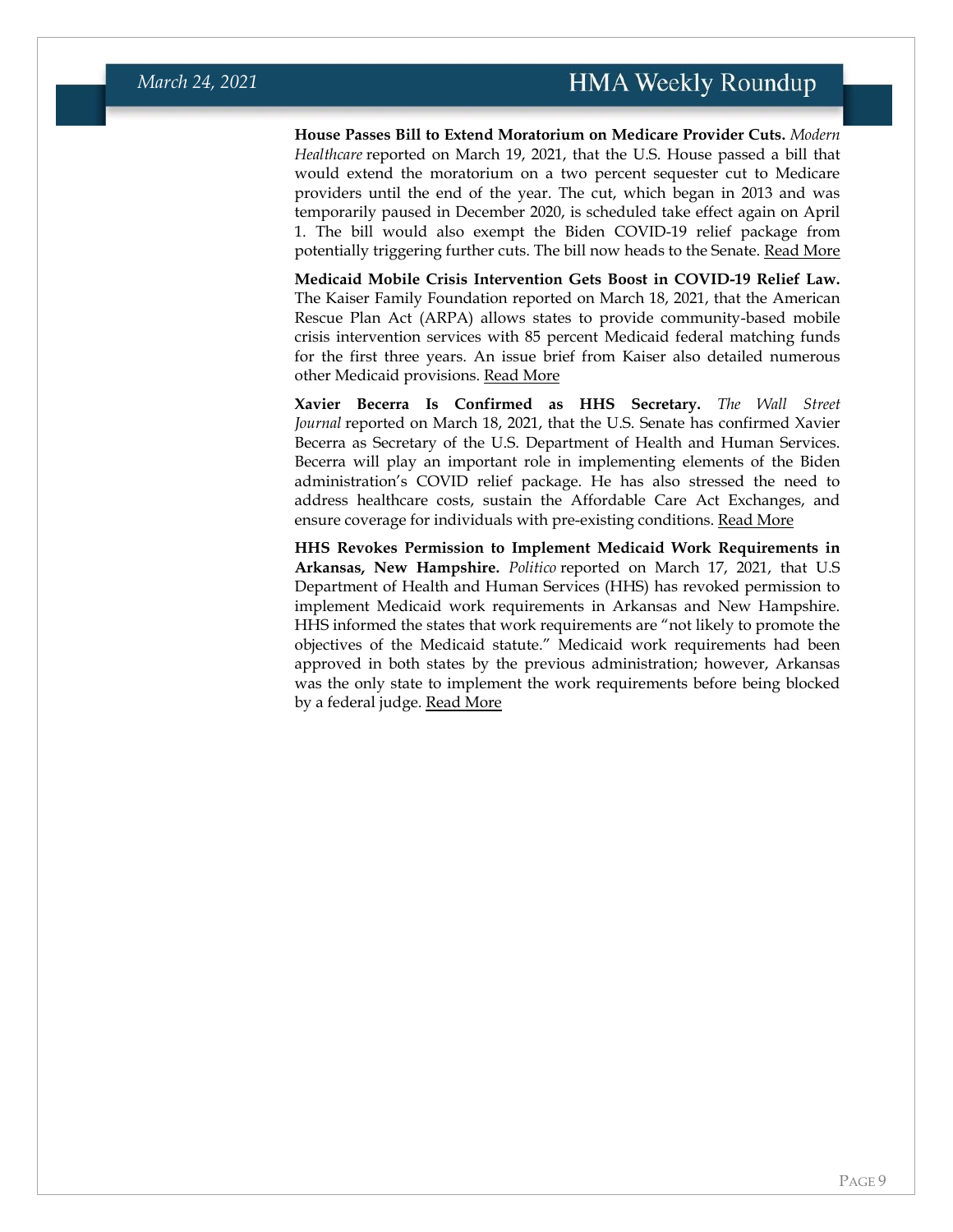**House Passes Bill to Extend Moratorium on Medicare Provider Cuts.** *Modern Healthcare* reported on March 19, 2021, that the U.S. House passed a bill that would extend the moratorium on a two percent sequester cut to Medicare providers until the end of the year. The cut, which began in 2013 and was temporarily paused in December 2020, is scheduled take effect again on April 1. The bill would also exempt the Biden COVID-19 relief package from potentially triggering further cuts. The bill now heads to the Senate. Read More

**Medicaid Mobile Crisis Intervention Gets Boost in COVID-19 Relief Law.** The Kaiser Family Foundation reported on March 18, 2021, that the American Rescue Plan Act (ARPA) allows states to provide community-based mobile crisis intervention services with 85 percent Medicaid federal matching funds for the first three years. An issue brief from Kaiser also detailed numerous other Medicaid provisions. Read More

**Xavier Becerra Is Confirmed as HHS Secretary.** *The Wall Street Journal* reported on March 18, 2021, that the U.S. Senate has confirmed Xavier Becerra as Secretary of the U.S. Department of Health and Human Services. Becerra will play an important role in implementing elements of the Biden administration's COVID relief package. He has also stressed the need to address healthcare costs, sustain the Affordable Care Act Exchanges, and ensure coverage for individuals with pre-existing conditions. Read More

**HHS Revokes Permission to Implement Medicaid Work Requirements in Arkansas, New Hampshire.** *Politico* reported on March 17, 2021, that U.S Department of Health and Human Services (HHS) has revoked permission to implement Medicaid work requirements in Arkansas and New Hampshire. HHS informed the states that work requirements are "not likely to promote the objectives of the Medicaid statute." Medicaid work requirements had been approved in both states by the previous administration; however, Arkansas was the only state to implement the work requirements before being blocked by a federal judge. Read More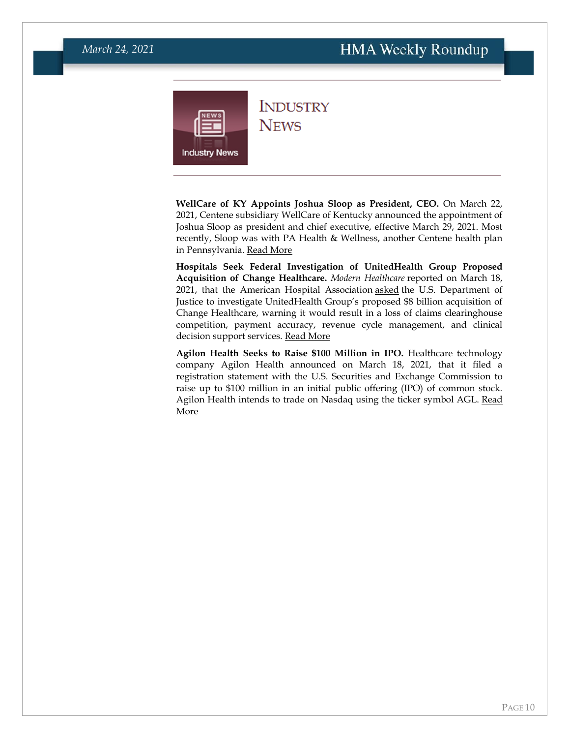# Industry News

**WellCare of KY Appoints Joshua Sloop as President, CEO.** On March 22, 2021, Centene subsidiary WellCare of Kentucky announced the appointment of Joshua Sloop as president and chief executive, effective March 29, 2021. Most recently, Sloop was with PA Health & Wellness, another Centene health plan in Pennsylvania. Read More

**Hospitals Seek Federal Investigation of UnitedHealth Group Proposed Acquisition of Change Healthcare.** *Modern Healthcare* reported on March 18, 2021, that the American Hospital Association asked the U.S. Department of Justice to investigate UnitedHealth Group's proposed $8 billion acquisition of Change Healthcare, warning it would result in a loss of claims clearinghouse competition, payment accuracy, revenue cycle management, and clinical decision support services. Read More

**Agilon Health Seeks to Raise $100 Million in IPO.** Healthcare technology company Agilon Health announced on March 18, 2021, that it filed a registration statement with the U.S. Securities and Exchange Commission to raise up to $100 million in an initial public offering (IPO) of common stock. Agilon Health intends to trade on Nasdaq using the ticker symbol AGL. Read More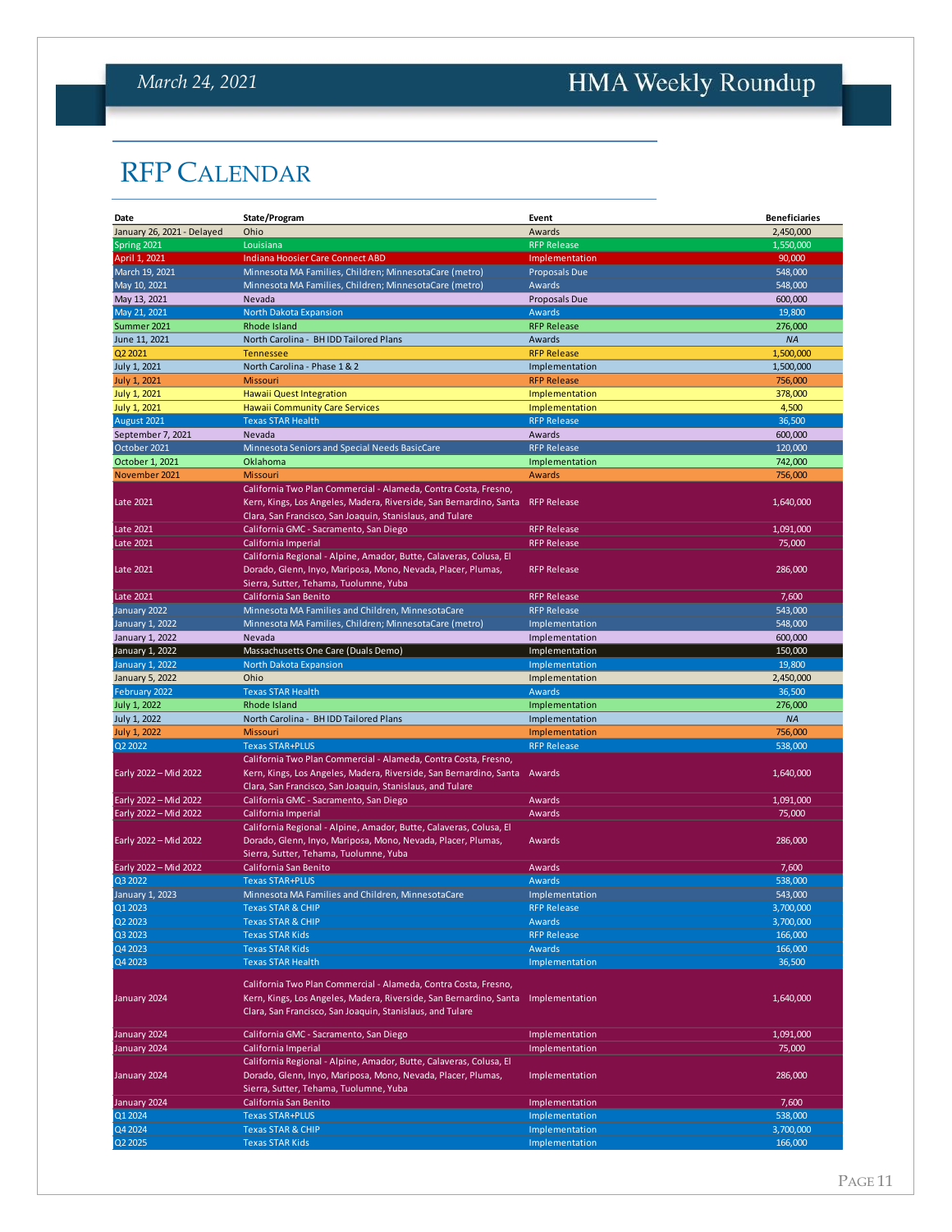# RFP Calendar

| Date | State/Program | Event | Beneficiaries |
|---|---|---|---|
| January 26, 2021 - Delayed | Ohio | Awards | 2,450,000 |
| Spring 2021 | Louisiana | RFP Release | 1,550,000 |
| April 1, 2021 | Indiana Hoosier Care Connect ABD | Implementation | 90,000 |
| March 19, 2021 | Minnesota MA Families, Children; MinnesotaCare (metro) | Proposals Due | 548,000 |
| May 10, 2021 | Minnesota MA Families, Children; MinnesotaCare (metro) | Awards | 548,000 |
| May 13, 2021 | Nevada | Proposals Due | 600,000 |
| May 21, 2021 | North Dakota Expansion | Awards | 19,800 |
| Summer 2021 | Rhode Island | RFP Release | 276,000 |
| June 11, 2021 | North Carolina - BH IDD Tailored Plans | Awards | NA |
| Q2 2021 | Tennessee | RFP Release | 1,500,000 |
| July 1, 2021 | North Carolina - Phase 1 & 2 | Implementation | 1,500,000 |
| July 1, 2021 | Missouri | RFP Release | 756,000 |
| July 1, 2021 | Hawaii Quest Integration | Implementation | 378,000 |
| July 1, 2021 | Hawaii Community Care Services | Implementation | 4,500 |
| August 2021 | Texas STAR Health | RFP Release | 36,500 |
| September 7, 2021 | Nevada | Awards | 600,000 |
| October 2021 | Minnesota Seniors and Special Needs BasicCare | RFP Release | 120,000 |
| October 1, 2021 | Oklahoma | Implementation | 742,000 |
| November 2021 | Missouri | Awards | 756,000 |
| Late 2021 | California Two Plan Commercial - Alameda, Contra Costa, Fresno, Kern, Kings, Los Angeles, Madera, Riverside, San Bernardino, Santa Clara, San Francisco, San Joaquin, Stanislaus, and Tulare | RFP Release | 1,640,000 |
| Late 2021 | California GMC - Sacramento, San Diego | RFP Release | 1,091,000 |
| Late 2021 | California Imperial | RFP Release | 75,000 |
| Late 2021 | California Regional - Alpine, Amador, Butte, Calaveras, Colusa, El Dorado, Glenn, Inyo, Mariposa, Mono, Nevada, Placer, Plumas, Sierra, Sutter, Tehama, Tuolumne, Yuba | RFP Release | 286,000 |
| Late 2021 | California San Benito | RFP Release | 7,600 |
| January 2022 | Minnesota MA Families and Children, MinnesotaCare | RFP Release | 543,000 |
| January 1, 2022 | Minnesota MA Families, Children; MinnesotaCare (metro) | Implementation | 548,000 |
| January 1, 2022 | Nevada | Implementation | 600,000 |
| January 1, 2022 | Massachusetts One Care (Duals Demo) | Implementation | 150,000 |
| January 1, 2022 | North Dakota Expansion | Implementation | 19,800 |
| January 5, 2022 | Ohio | Implementation | 2,450,000 |
| February 2022 | Texas STAR Health | Awards | 36,500 |
| July 1, 2022 | Rhode Island | Implementation | 276,000 |
| July 1, 2022 | North Carolina - BH IDD Tailored Plans | Implementation | NA |
| July 1, 2022 | Missouri | Implementation | 756,000 |
| Q2 2022 | Texas STAR+PLUS | RFP Release | 538,000 |
| Early 2022 – Mid 2022 | California Two Plan Commercial - Alameda, Contra Costa, Fresno, Kern, Kings, Los Angeles, Madera, Riverside, San Bernardino, Santa Clara, San Francisco, San Joaquin, Stanislaus, and Tulare | Awards | 1,640,000 |
| Early 2022 – Mid 2022 | California GMC - Sacramento, San Diego | Awards | 1,091,000 |
| Early 2022 – Mid 2022 | California Imperial | Awards | 75,000 |
| Early 2022 – Mid 2022 | California Regional - Alpine, Amador, Butte, Calaveras, Colusa, El Dorado, Glenn, Inyo, Mariposa, Mono, Nevada, Placer, Plumas, Sierra, Sutter, Tehama, Tuolumne, Yuba | Awards | 286,000 |
| Early 2022 – Mid 2022 | California San Benito | Awards | 7,600 |
| Q3 2022 | Texas STAR+PLUS | Awards | 538,000 |
| January 1, 2023 | Minnesota MA Families and Children, MinnesotaCare | Implementation | 543,000 |
| Q1 2023 | Texas STAR & CHIP | RFP Release | 3,700,000 |
| Q2 2023 | Texas STAR & CHIP | Awards | 3,700,000 |
| Q3 2023 | Texas STAR Kids | RFP Release | 166,000 |
| Q4 2023 | Texas STAR Kids | Awards | 166,000 |
| Q4 2023 | Texas STAR Health | Implementation | 36,500 |
| January 2024 | California Two Plan Commercial - Alameda, Contra Costa, Fresno, Kern, Kings, Los Angeles, Madera, Riverside, San Bernardino, Santa Clara, San Francisco, San Joaquin, Stanislaus, and Tulare | Implementation | 1,640,000 |
| January 2024 | California GMC - Sacramento, San Diego | Implementation | 1,091,000 |
| January 2024 | California Imperial | Implementation | 75,000 |
| January 2024 | California Regional - Alpine, Amador, Butte, Calaveras, Colusa, El Dorado, Glenn, Inyo, Mariposa, Mono, Nevada, Placer, Plumas, Sierra, Sutter, Tehama, Tuolumne, Yuba | Implementation | 286,000 |
| January 2024 | California San Benito | Implementation | 7,600 |
| Q1 2024 | Texas STAR+PLUS | Implementation | 538,000 |
| Q4 2024 | Texas STAR & CHIP | Implementation | 3,700,000 |
| Q2 2025 | Texas STAR Kids | Implementation | 166,000 |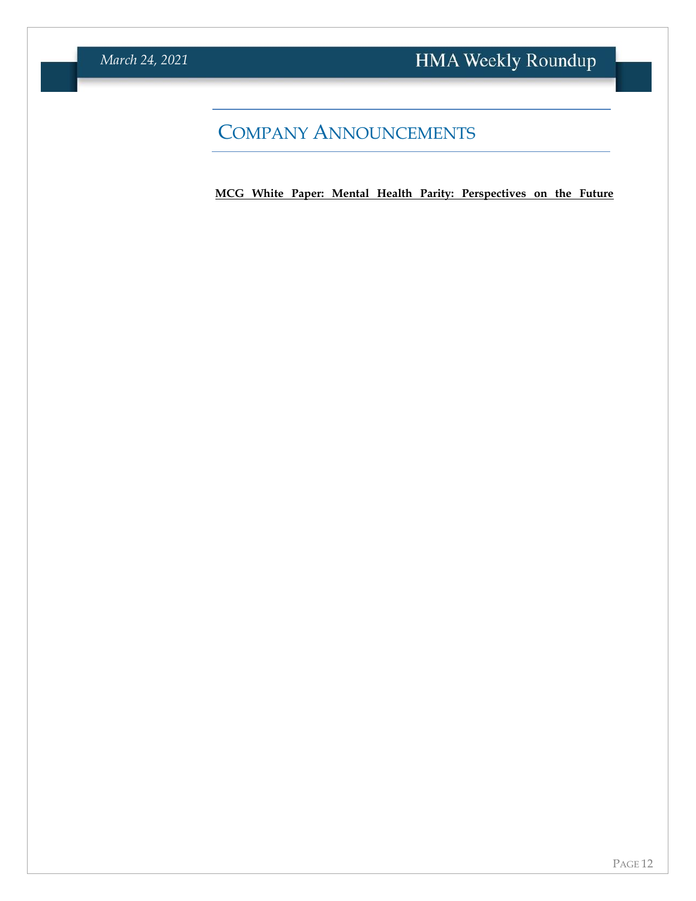# Company Announcements

**MCG White Paper: Mental Health Parity: Perspectives on the Future**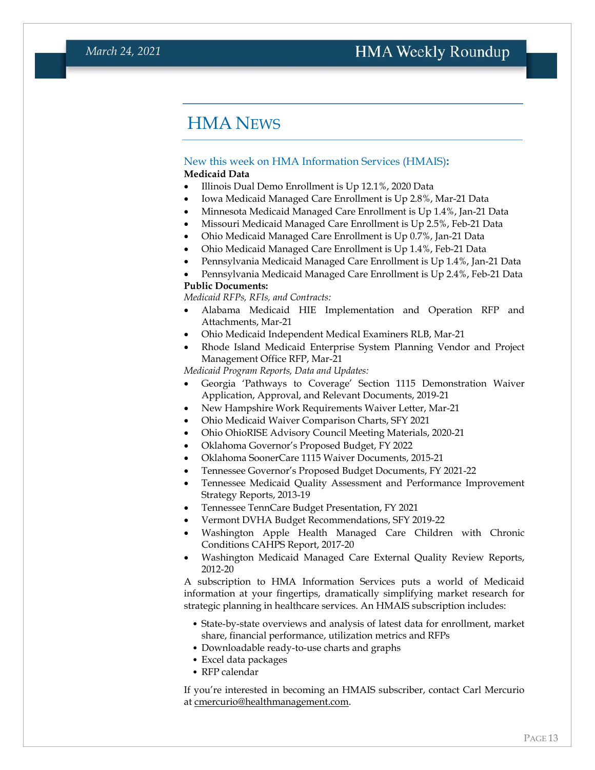# HMA News

### New this week on HMA Information Services (HMAIS):

**Medicaid Data**

- Illinois Dual Demo Enrollment is Up 12.1%, 2020 Data
- Iowa Medicaid Managed Care Enrollment is Up 2.8%, Mar-21 Data
- Minnesota Medicaid Managed Care Enrollment is Up 1.4%, Jan-21 Data
- Missouri Medicaid Managed Care Enrollment is Up 2.5%, Feb-21 Data
- Ohio Medicaid Managed Care Enrollment is Up 0.7%, Jan-21 Data
- Ohio Medicaid Managed Care Enrollment is Up 1.4%, Feb-21 Data
- Pennsylvania Medicaid Managed Care Enrollment is Up 1.4%, Jan-21 Data
- Pennsylvania Medicaid Managed Care Enrollment is Up 2.4%, Feb-21 Data

**Public Documents:**

*Medicaid RFPs, RFIs, and Contracts:*

- Alabama Medicaid HIE Implementation and Operation RFP and Attachments, Mar-21
- Ohio Medicaid Independent Medical Examiners RLB, Mar-21
- Rhode Island Medicaid Enterprise System Planning Vendor and Project Management Office RFP, Mar-21

*Medicaid Program Reports, Data and Updates:*

- Georgia 'Pathways to Coverage' Section 1115 Demonstration Waiver Application, Approval, and Relevant Documents, 2019-21
- New Hampshire Work Requirements Waiver Letter, Mar-21
- Ohio Medicaid Waiver Comparison Charts, SFY 2021
- Ohio OhioRISE Advisory Council Meeting Materials, 2020-21
- Oklahoma Governor's Proposed Budget, FY 2022
- Oklahoma SoonerCare 1115 Waiver Documents, 2015-21
- Tennessee Governor's Proposed Budget Documents, FY 2021-22
- Tennessee Medicaid Quality Assessment and Performance Improvement Strategy Reports, 2013-19
- Tennessee TennCare Budget Presentation, FY 2021
- Vermont DVHA Budget Recommendations, SFY 2019-22
- Washington Apple Health Managed Care Children with Chronic Conditions CAHPS Report, 2017-20
- Washington Medicaid Managed Care External Quality Review Reports, 2012-20

A subscription to HMA Information Services puts a world of Medicaid information at your fingertips, dramatically simplifying market research for strategic planning in healthcare services. An HMAIS subscription includes:

- State-by-state overviews and analysis of latest data for enrollment, market share, financial performance, utilization metrics and RFPs
- Downloadable ready-to-use charts and graphs
- Excel data packages
- RFP calendar

If you're interested in becoming an HMAIS subscriber, contact Carl Mercurio at cmercurio@healthmanagement.com.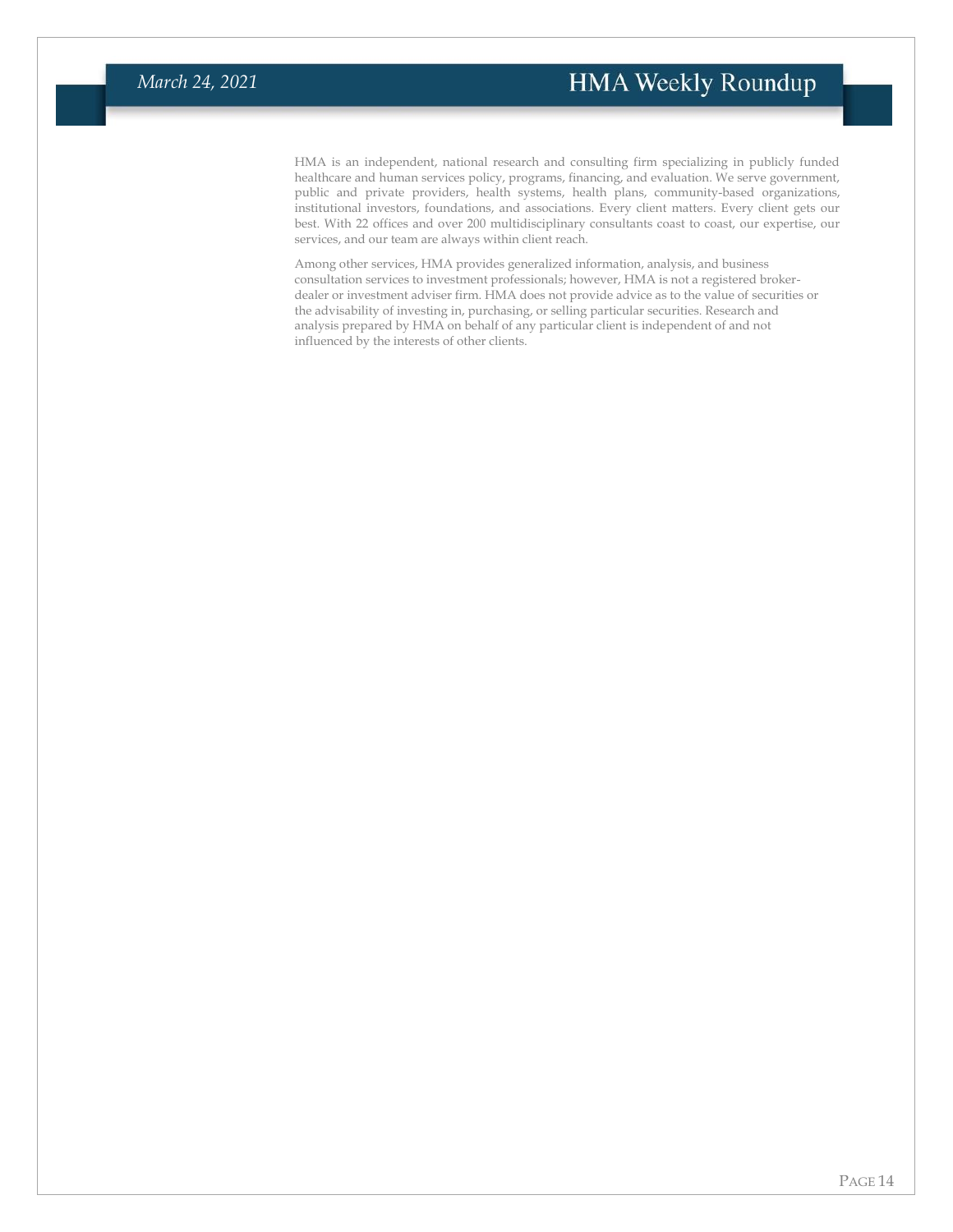HMA is an independent, national research and consulting firm specializing in publicly funded healthcare and human services policy, programs, financing, and evaluation. We serve government, public and private providers, health systems, health plans, community-based organizations, institutional investors, foundations, and associations. Every client matters. Every client gets our best. With 22 offices and over 200 multidisciplinary consultants coast to coast, our expertise, our services, and our team are always within client reach.

Among other services, HMA provides generalized information, analysis, and business consultation services to investment professionals; however, HMA is not a registered broker-dealer or investment adviser firm. HMA does not provide advice as to the value of securities or the advisability of investing in, purchasing, or selling particular securities. Research and analysis prepared by HMA on behalf of any particular client is independent of and not influenced by the interests of other clients.